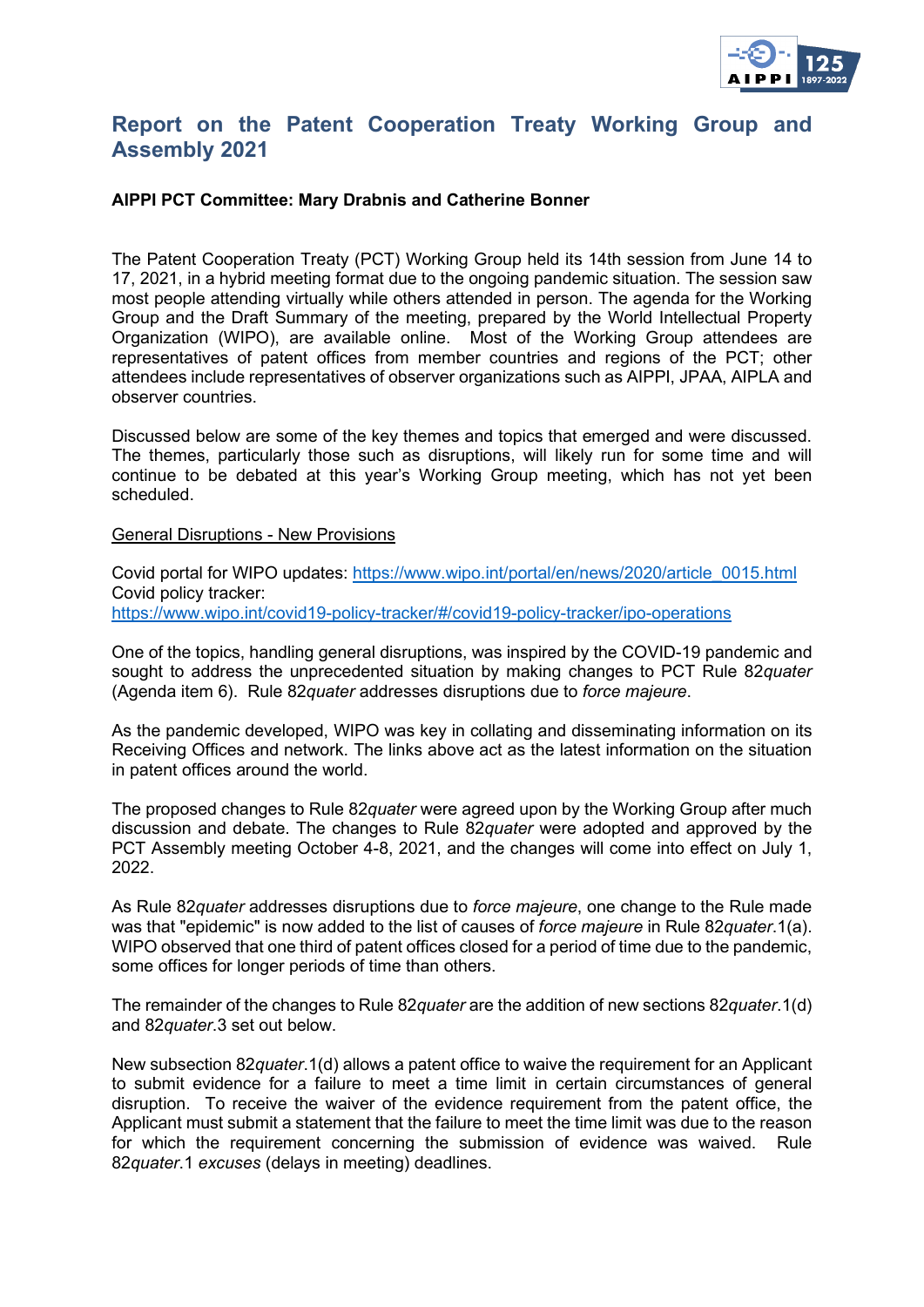# Report on the Patent Cooperation Treaty Working Group and Assembly 2021

**AIPPI PCT Committee: Mary Drabnis and Catherine Bonner**

The Patent Cooperation Treaty (PCT) Working Group held its 14th session from June 14 to 17, 2021, in a hybrid meeting format due to the ongoing pandemic situation. The session saw most people attending virtually while others attended in person. The agenda for the Working Group and the Draft Summary of the meeting, prepared by the World Intellectual Property Organization (WIPO), are available online. Most of the Working Group attendees are representatives of patent offices from member countries and regions of the PCT; other attendees include representatives of observer organizations such as AIPPI, JPAA, AIPLA and observer countries.

Discussed below are some of the key themes and topics that emerged and were discussed. The themes, particularly those such as disruptions, will likely run for some time and will continue to be debated at this year's Working Group meeting, which has not yet been scheduled.

<u>General Disruptions - New Provisions</u>

Covid portal for WIPO updates: https://www.wipo.int/portal/en/news/2020/article_0015.html
Covid policy tracker:
https://www.wipo.int/covid19-policy-tracker/#/covid19-policy-tracker/ipo-operations

One of the topics, handling general disruptions, was inspired by the COVID-19 pandemic and sought to address the unprecedented situation by making changes to PCT Rule 82*quater* (Agenda item 6). Rule 82*quater* addresses disruptions due to *force majeure*.

As the pandemic developed, WIPO was key in collating and disseminating information on its Receiving Offices and network. The links above act as the latest information on the situation in patent offices around the world.

The proposed changes to Rule 82*quater* were agreed upon by the Working Group after much discussion and debate. The changes to Rule 82*quater* were adopted and approved by the PCT Assembly meeting October 4-8, 2021, and the changes will come into effect on July 1, 2022.

As Rule 82*quater* addresses disruptions due to *force majeure*, one change to the Rule made was that "epidemic" is now added to the list of causes of *force majeure* in Rule 82*quater*.1(a). WIPO observed that one third of patent offices closed for a period of time due to the pandemic, some offices for longer periods of time than others.

The remainder of the changes to Rule 82*quater* are the addition of new sections 82*quater*.1(d) and 82*quater*.3 set out below.

New subsection 82*quater*.1(d) allows a patent office to waive the requirement for an Applicant to submit evidence for a failure to meet a time limit in certain circumstances of general disruption. To receive the waiver of the evidence requirement from the patent office, the Applicant must submit a statement that the failure to meet the time limit was due to the reason for which the requirement concerning the submission of evidence was waived. Rule 82*quater*.1 *excuses* (delays in meeting) deadlines.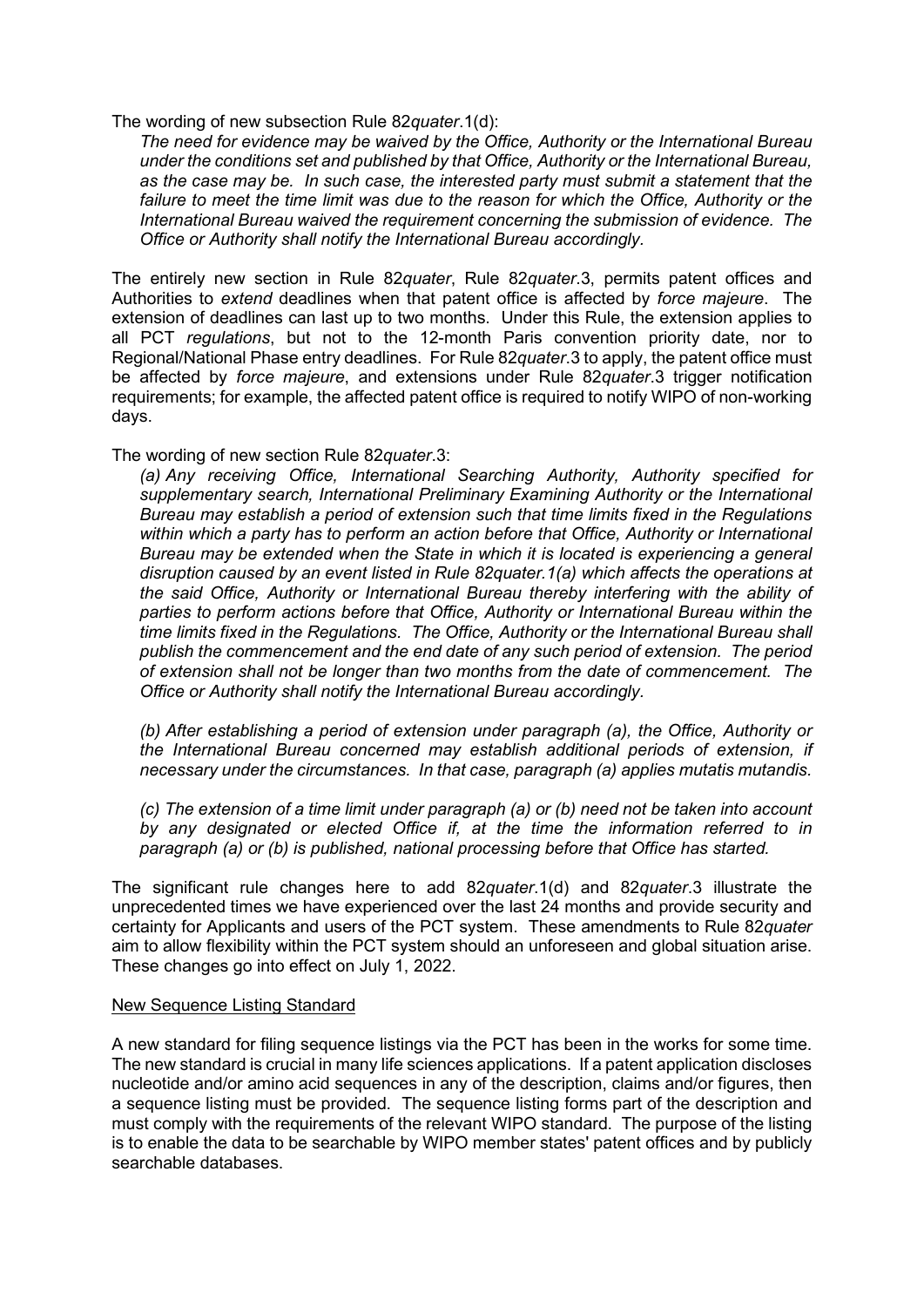The wording of new subsection Rule 82*quater*.1(d):

> *The need for evidence may be waived by the Office, Authority or the International Bureau under the conditions set and published by that Office, Authority or the International Bureau, as the case may be. In such case, the interested party must submit a statement that the failure to meet the time limit was due to the reason for which the Office, Authority or the International Bureau waived the requirement concerning the submission of evidence. The Office or Authority shall notify the International Bureau accordingly.*

The entirely new section in Rule 82*quater*, Rule 82*quater*.3, permits patent offices and Authorities to *extend* deadlines when that patent office is affected by *force majeure*. The extension of deadlines can last up to two months. Under this Rule, the extension applies to all PCT *regulations*, but not to the 12-month Paris convention priority date, nor to Regional/National Phase entry deadlines. For Rule 82*quater*.3 to apply, the patent office must be affected by *force majeure*, and extensions under Rule 82*quater*.3 trigger notification requirements; for example, the affected patent office is required to notify WIPO of non-working days.

The wording of new section Rule 82*quater*.3:

> *(a) Any receiving Office, International Searching Authority, Authority specified for supplementary search, International Preliminary Examining Authority or the International Bureau may establish a period of extension such that time limits fixed in the Regulations within which a party has to perform an action before that Office, Authority or International Bureau may be extended when the State in which it is located is experiencing a general disruption caused by an event listed in Rule 82quater.1(a) which affects the operations at the said Office, Authority or International Bureau thereby interfering with the ability of parties to perform actions before that Office, Authority or International Bureau within the time limits fixed in the Regulations. The Office, Authority or the International Bureau shall publish the commencement and the end date of any such period of extension. The period of extension shall not be longer than two months from the date of commencement. The Office or Authority shall notify the International Bureau accordingly.*
>
> *(b) After establishing a period of extension under paragraph (a), the Office, Authority or the International Bureau concerned may establish additional periods of extension, if necessary under the circumstances. In that case, paragraph (a) applies mutatis mutandis.*
>
> *(c) The extension of a time limit under paragraph (a) or (b) need not be taken into account by any designated or elected Office if, at the time the information referred to in paragraph (a) or (b) is published, national processing before that Office has started.*

The significant rule changes here to add 82*quater*.1(d) and 82*quater*.3 illustrate the unprecedented times we have experienced over the last 24 months and provide security and certainty for Applicants and users of the PCT system. These amendments to Rule 82*quater* aim to allow flexibility within the PCT system should an unforeseen and global situation arise. These changes go into effect on July 1, 2022.

## New Sequence Listing Standard

A new standard for filing sequence listings via the PCT has been in the works for some time. The new standard is crucial in many life sciences applications. If a patent application discloses nucleotide and/or amino acid sequences in any of the description, claims and/or figures, then a sequence listing must be provided. The sequence listing forms part of the description and must comply with the requirements of the relevant WIPO standard. The purpose of the listing is to enable the data to be searchable by WIPO member states' patent offices and by publicly searchable databases.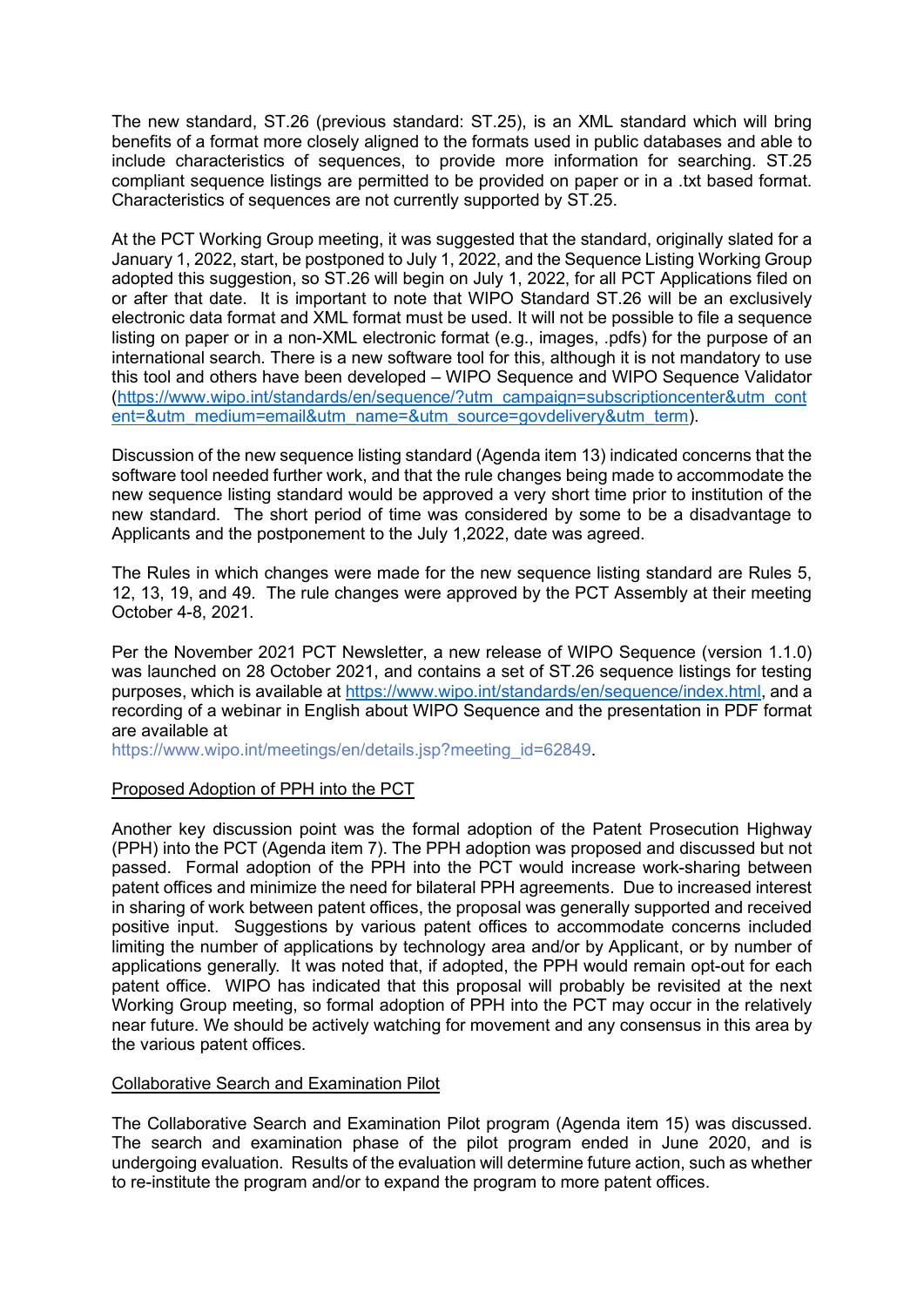The new standard, ST.26 (previous standard: ST.25), is an XML standard which will bring benefits of a format more closely aligned to the formats used in public databases and able to include characteristics of sequences, to provide more information for searching. ST.25 compliant sequence listings are permitted to be provided on paper or in a .txt based format. Characteristics of sequences are not currently supported by ST.25.

At the PCT Working Group meeting, it was suggested that the standard, originally slated for a January 1, 2022, start, be postponed to July 1, 2022, and the Sequence Listing Working Group adopted this suggestion, so ST.26 will begin on July 1, 2022, for all PCT Applications filed on or after that date. It is important to note that WIPO Standard ST.26 will be an exclusively electronic data format and XML format must be used. It will not be possible to file a sequence listing on paper or in a non-XML electronic format (e.g., images, .pdfs) for the purpose of an international search. There is a new software tool for this, although it is not mandatory to use this tool and others have been developed – WIPO Sequence and WIPO Sequence Validator (https://www.wipo.int/standards/en/sequence/?utm_campaign=subscriptioncenter&utm_content=&utm_medium=email&utm_name=&utm_source=govdelivery&utm_term).

Discussion of the new sequence listing standard (Agenda item 13) indicated concerns that the software tool needed further work, and that the rule changes being made to accommodate the new sequence listing standard would be approved a very short time prior to institution of the new standard. The short period of time was considered by some to be a disadvantage to Applicants and the postponement to the July 1,2022, date was agreed.

The Rules in which changes were made for the new sequence listing standard are Rules 5, 12, 13, 19, and 49. The rule changes were approved by the PCT Assembly at their meeting October 4-8, 2021.

Per the November 2021 PCT Newsletter, a new release of WIPO Sequence (version 1.1.0) was launched on 28 October 2021, and contains a set of ST.26 sequence listings for testing purposes, which is available at https://www.wipo.int/standards/en/sequence/index.html, and a recording of a webinar in English about WIPO Sequence and the presentation in PDF format are available at
https://www.wipo.int/meetings/en/details.jsp?meeting_id=62849.

Proposed Adoption of PPH into the PCT

Another key discussion point was the formal adoption of the Patent Prosecution Highway (PPH) into the PCT (Agenda item 7). The PPH adoption was proposed and discussed but not passed. Formal adoption of the PPH into the PCT would increase work-sharing between patent offices and minimize the need for bilateral PPH agreements. Due to increased interest in sharing of work between patent offices, the proposal was generally supported and received positive input. Suggestions by various patent offices to accommodate concerns included limiting the number of applications by technology area and/or by Applicant, or by number of applications generally. It was noted that, if adopted, the PPH would remain opt-out for each patent office. WIPO has indicated that this proposal will probably be revisited at the next Working Group meeting, so formal adoption of PPH into the PCT may occur in the relatively near future. We should be actively watching for movement and any consensus in this area by the various patent offices.

Collaborative Search and Examination Pilot

The Collaborative Search and Examination Pilot program (Agenda item 15) was discussed. The search and examination phase of the pilot program ended in June 2020, and is undergoing evaluation. Results of the evaluation will determine future action, such as whether to re-institute the program and/or to expand the program to more patent offices.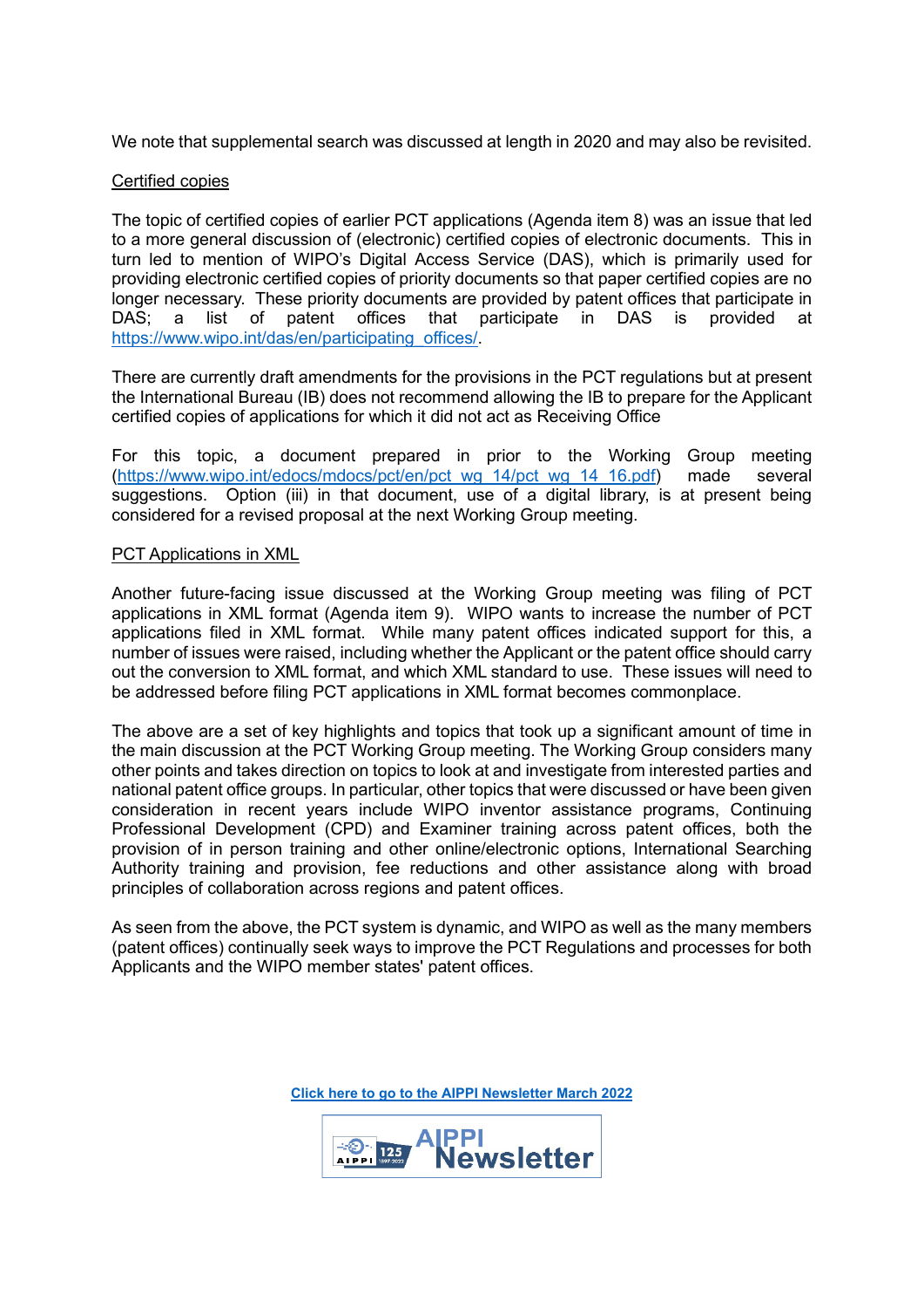We note that supplemental search was discussed at length in 2020 and may also be revisited.

Certified copies

The topic of certified copies of earlier PCT applications (Agenda item 8) was an issue that led to a more general discussion of (electronic) certified copies of electronic documents. This in turn led to mention of WIPO's Digital Access Service (DAS), which is primarily used for providing electronic certified copies of priority documents so that paper certified copies are no longer necessary. These priority documents are provided by patent offices that participate in DAS; a list of patent offices that participate in DAS is provided at https://www.wipo.int/das/en/participating_offices/.

There are currently draft amendments for the provisions in the PCT regulations but at present the International Bureau (IB) does not recommend allowing the IB to prepare for the Applicant certified copies of applications for which it did not act as Receiving Office

For this topic, a document prepared in prior to the Working Group meeting (https://www.wipo.int/edocs/mdocs/pct/en/pct_wg_14/pct_wg_14_16.pdf) made several suggestions. Option (iii) in that document, use of a digital library, is at present being considered for a revised proposal at the next Working Group meeting.

PCT Applications in XML

Another future-facing issue discussed at the Working Group meeting was filing of PCT applications in XML format (Agenda item 9). WIPO wants to increase the number of PCT applications filed in XML format. While many patent offices indicated support for this, a number of issues were raised, including whether the Applicant or the patent office should carry out the conversion to XML format, and which XML standard to use. These issues will need to be addressed before filing PCT applications in XML format becomes commonplace.

The above are a set of key highlights and topics that took up a significant amount of time in the main discussion at the PCT Working Group meeting. The Working Group considers many other points and takes direction on topics to look at and investigate from interested parties and national patent office groups. In particular, other topics that were discussed or have been given consideration in recent years include WIPO inventor assistance programs, Continuing Professional Development (CPD) and Examiner training across patent offices, both the provision of in person training and other online/electronic options, International Searching Authority training and provision, fee reductions and other assistance along with broad principles of collaboration across regions and patent offices.

As seen from the above, the PCT system is dynamic, and WIPO as well as the many members (patent offices) continually seek ways to improve the PCT Regulations and processes for both Applicants and the WIPO member states' patent offices.

**Click here to go to the AIPPI Newsletter March 2022**

AIPPI Newsletter